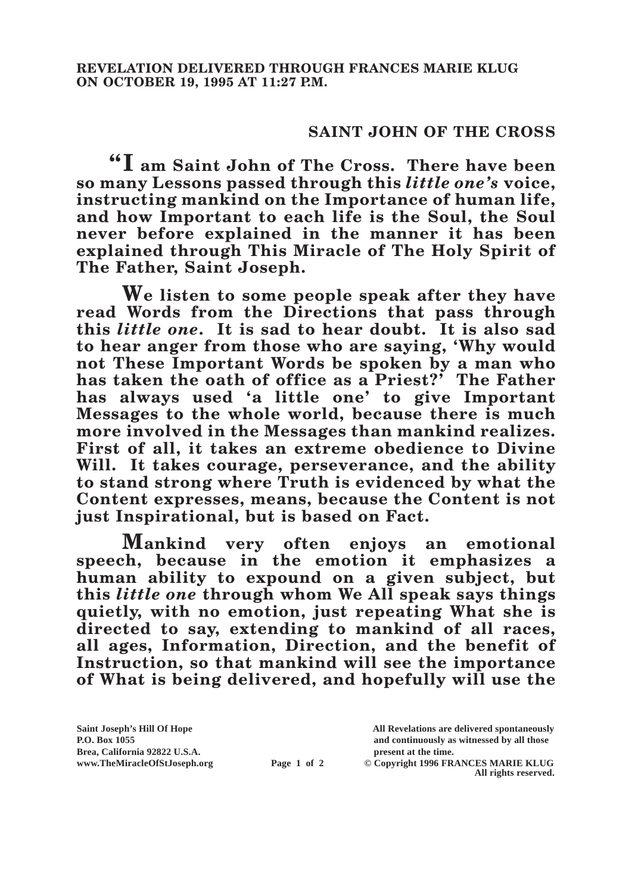**REVELATION DELIVERED THROUGH FRANCES MARIE KLUG ON OCTOBER 19, 1995 AT 11:27 P.M.**

## SAINT JOHN OF THE CROSS

**"I am Saint John of The Cross. There have been so many Lessons passed through this *little one's* voice, instructing mankind on the Importance of human life, and how Important to each life is the Soul, the Soul never before explained in the manner it has been explained through This Miracle of The Holy Spirit of The Father, Saint Joseph.**

**We listen to some people speak after they have read Words from the Directions that pass through this *little one*. It is sad to hear doubt. It is also sad to hear anger from those who are saying, 'Why would not These Important Words be spoken by a man who has taken the oath of office as a Priest?' The Father has always used 'a little one' to give Important Messages to the whole world, because there is much more involved in the Messages than mankind realizes. First of all, it takes an extreme obedience to Divine Will. It takes courage, perseverance, and the ability to stand strong where Truth is evidenced by what the Content expresses, means, because the Content is not just Inspirational, but is based on Fact.**

**Mankind very often enjoys an emotional speech, because in the emotion it emphasizes a human ability to expound on a given subject, but this *little one* through whom We All speak says things quietly, with no emotion, just repeating What she is directed to say, extending to mankind of all races, all ages, Information, Direction, and the benefit of Instruction, so that mankind will see the importance of What is being delivered, and hopefully will use the**

Saint Joseph's Hill Of Hope
P.O. Box 1055
Brea, California 92822 U.S.A.
www.TheMiracleOfStJoseph.org

All Revelations are delivered spontaneously and continuously as witnessed by all those present at the time.
© Copyright 1996 FRANCES MARIE KLUG
All rights reserved.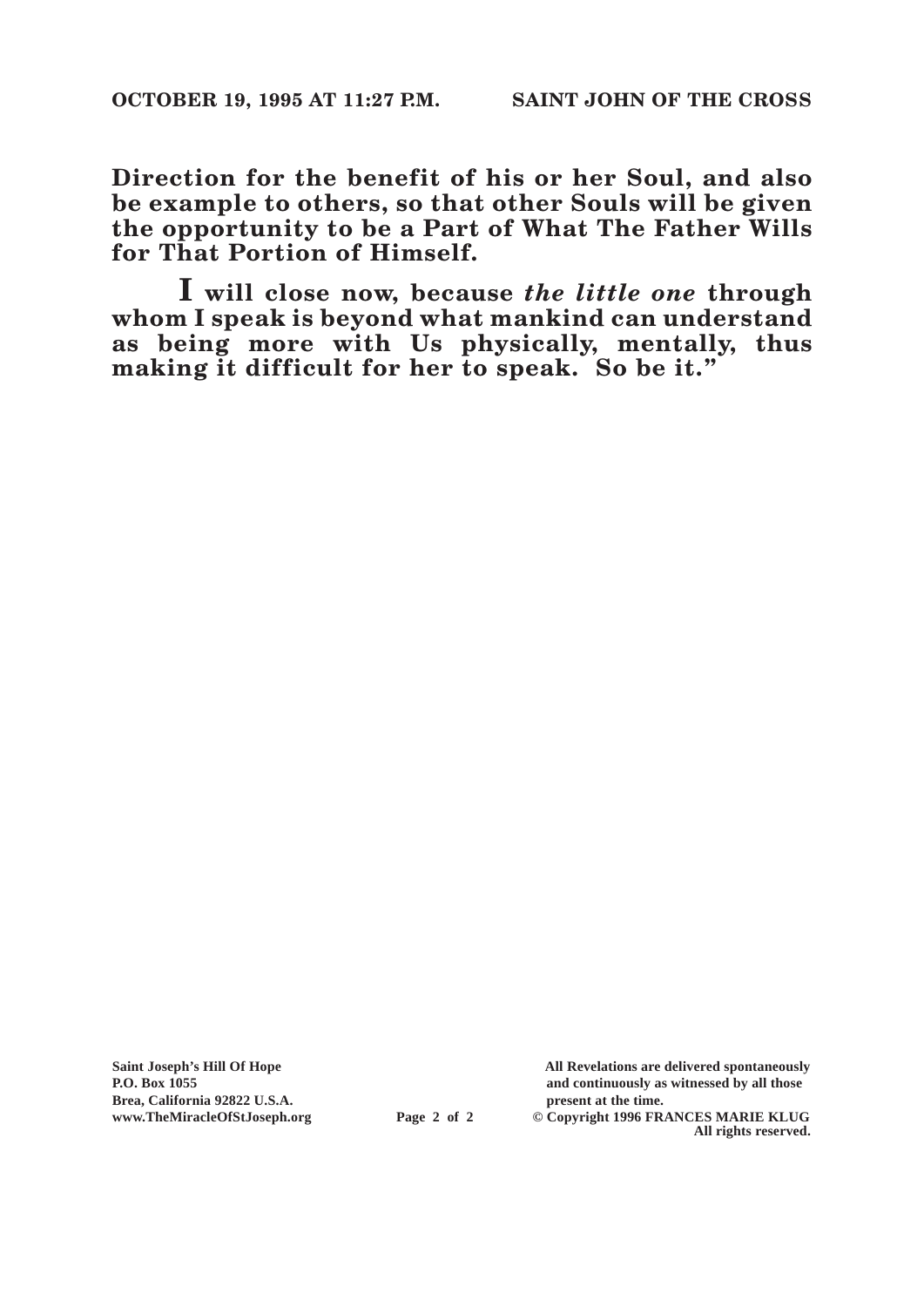**Direction for the benefit of his or her Soul, and also be example to others, so that other Souls will be given the opportunity to be a Part of What The Father Wills for That Portion of Himself.**

**I will close now, because *the little one* through whom I speak is beyond what mankind can understand as being more with Us physically, mentally, thus making it difficult for her to speak. So be it."**

Saint Joseph's Hill Of Hope
P.O. Box 1055
Brea, California 92822 U.S.A.
www.TheMiracleOfStJoseph.org

All Revelations are delivered spontaneously and continuously as witnessed by all those present at the time.
© Copyright 1996 FRANCES MARIE KLUG
All rights reserved.